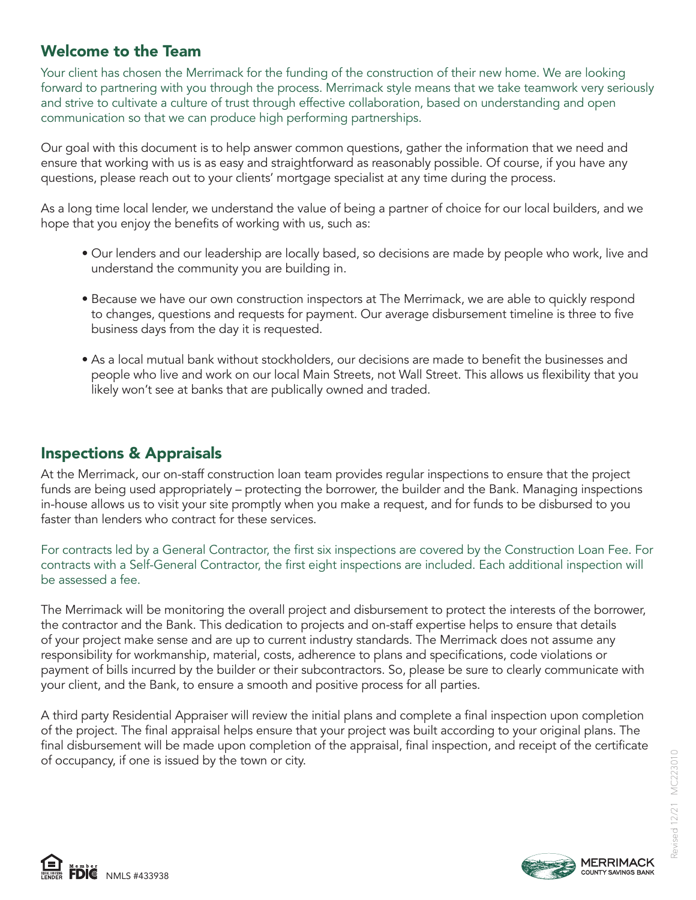## Welcome to the Team

Your client has chosen the Merrimack for the funding of the construction of their new home. We are looking forward to partnering with you through the process. Merrimack style means that we take teamwork very seriously and strive to cultivate a culture of trust through effective collaboration, based on understanding and open communication so that we can produce high performing partnerships.

Our goal with this document is to help answer common questions, gather the information that we need and ensure that working with us is as easy and straightforward as reasonably possible. Of course, if you have any questions, please reach out to your clients' mortgage specialist at any time during the process.

As a long time local lender, we understand the value of being a partner of choice for our local builders, and we hope that you enjoy the benefits of working with us, such as:

- Our lenders and our leadership are locally based, so decisions are made by people who work, live and understand the community you are building in.
- Because we have our own construction inspectors at The Merrimack, we are able to quickly respond to changes, questions and requests for payment. Our average disbursement timeline is three to five business days from the day it is requested.
- As a local mutual bank without stockholders, our decisions are made to benefit the businesses and people who live and work on our local Main Streets, not Wall Street. This allows us flexibility that you likely won't see at banks that are publically owned and traded.

## Inspections & Appraisals

At the Merrimack, our on-staff construction loan team provides regular inspections to ensure that the project funds are being used appropriately – protecting the borrower, the builder and the Bank. Managing inspections in-house allows us to visit your site promptly when you make a request, and for funds to be disbursed to you faster than lenders who contract for these services.

For contracts led by a General Contractor, the first six inspections are covered by the Construction Loan Fee. For contracts with a Self-General Contractor, the first eight inspections are included. Each additional inspection will be assessed a fee.

The Merrimack will be monitoring the overall project and disbursement to protect the interests of the borrower, the contractor and the Bank. This dedication to projects and on-staff expertise helps to ensure that details of your project make sense and are up to current industry standards. The Merrimack does not assume any responsibility for workmanship, material, costs, adherence to plans and specifications, code violations or payment of bills incurred by the builder or their subcontractors. So, please be sure to clearly communicate with your client, and the Bank, to ensure a smooth and positive process for all parties.

A third party Residential Appraiser will review the initial plans and complete a final inspection upon completion of the project. The final appraisal helps ensure that your project was built according to your original plans. The final disbursement will be made upon completion of the appraisal, final inspection, and receipt of the certificate of occupancy, if one is issued by the town or city.

Member FDIC NMLS #433938

MERRIMACK COUNTY SAVINGS BANK

Revised 12/21 MC223010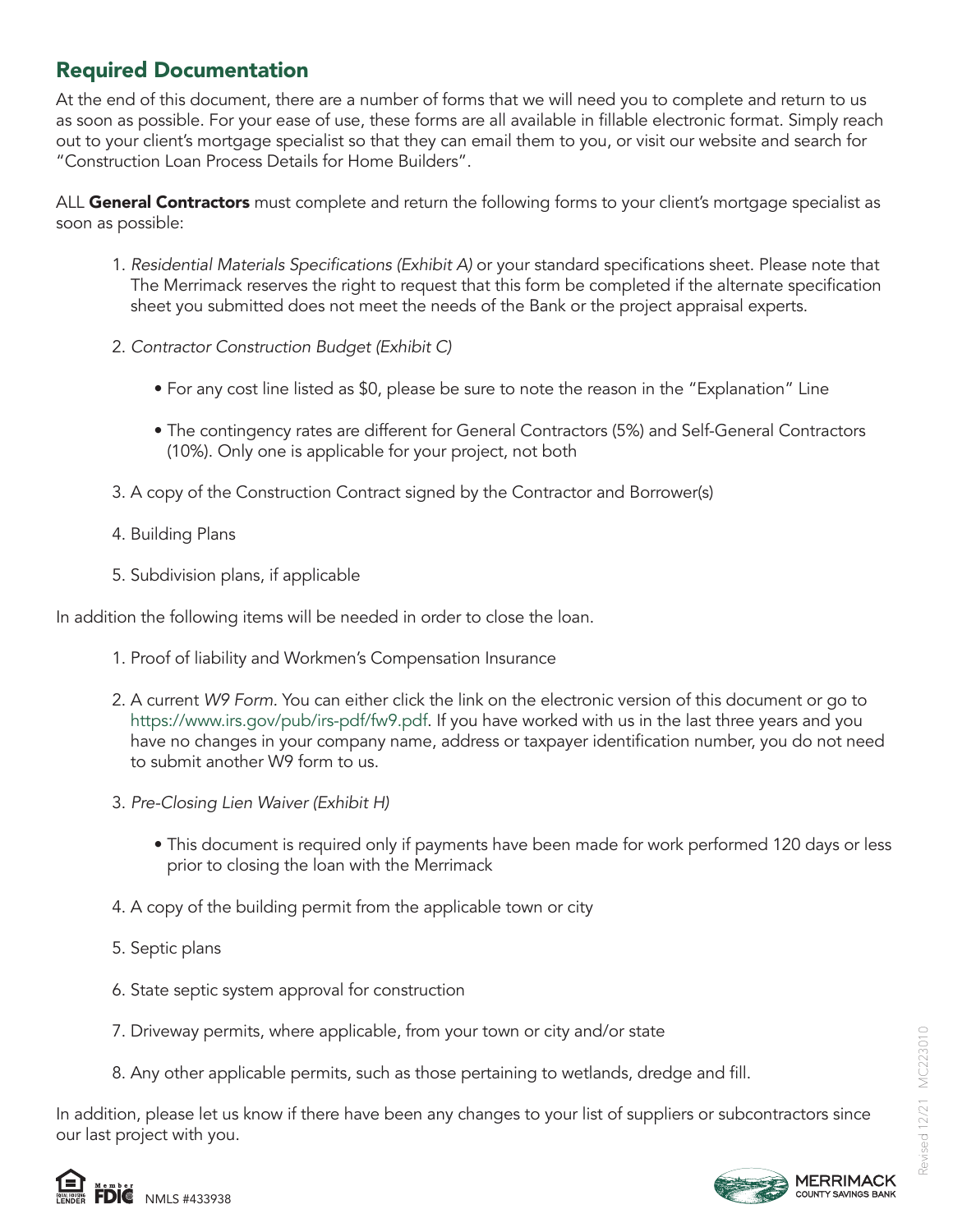## Required Documentation

At the end of this document, there are a number of forms that we will need you to complete and return to us as soon as possible. For your ease of use, these forms are all available in fillable electronic format. Simply reach out to your client's mortgage specialist so that they can email them to you, or visit our website and search for "Construction Loan Process Details for Home Builders".

ALL **General Contractors** must complete and return the following forms to your client's mortgage specialist as soon as possible:

1. *Residential Materials Specifications (Exhibit A)* or your standard specifications sheet. Please note that The Merrimack reserves the right to request that this form be completed if the alternate specification sheet you submitted does not meet the needs of the Bank or the project appraisal experts.

2. *Contractor Construction Budget (Exhibit C)*

   - For any cost line listed as $0, please be sure to note the reason in the "Explanation" Line

   - The contingency rates are different for General Contractors (5%) and Self-General Contractors (10%). Only one is applicable for your project, not both

3. A copy of the Construction Contract signed by the Contractor and Borrower(s)

4. Building Plans

5. Subdivision plans, if applicable

In addition the following items will be needed in order to close the loan.

1. Proof of liability and Workmen's Compensation Insurance

2. A current *W9 Form.* You can either click the link on the electronic version of this document or go to https://www.irs.gov/pub/irs-pdf/fw9.pdf. If you have worked with us in the last three years and you have no changes in your company name, address or taxpayer identification number, you do not need to submit another W9 form to us.

3. *Pre-Closing Lien Waiver (Exhibit H)*

   - This document is required only if payments have been made for work performed 120 days or less prior to closing the loan with the Merrimack

4. A copy of the building permit from the applicable town or city

5. Septic plans

6. State septic system approval for construction

7. Driveway permits, where applicable, from your town or city and/or state

8. Any other applicable permits, such as those pertaining to wetlands, dredge and fill.

In addition, please let us know if there have been any changes to your list of suppliers or subcontractors since our last project with you.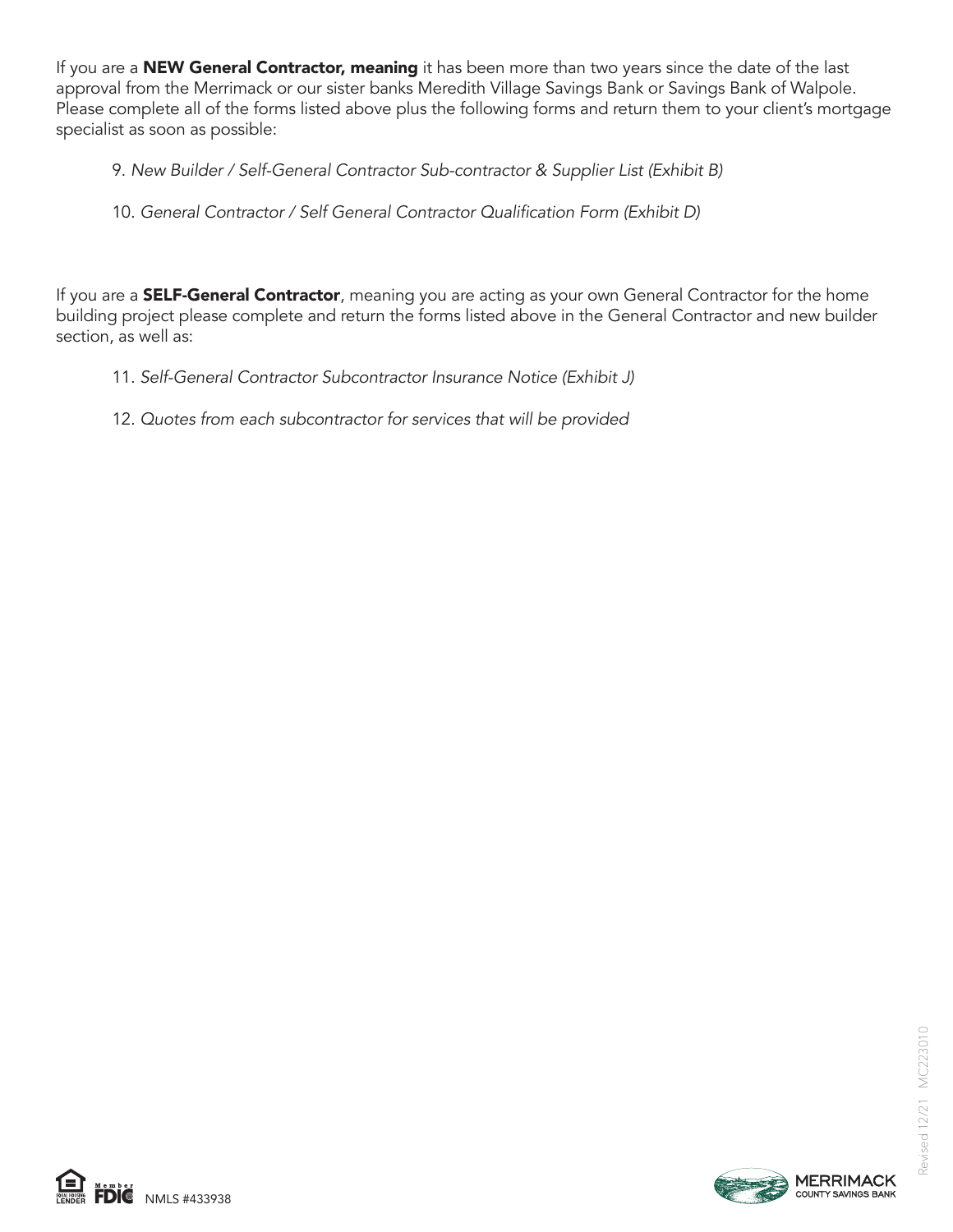If you are a **NEW General Contractor, meaning** it has been more than two years since the date of the last approval from the Merrimack or our sister banks Meredith Village Savings Bank or Savings Bank of Walpole. Please complete all of the forms listed above plus the following forms and return them to your client's mortgage specialist as soon as possible:

9. *New Builder / Self-General Contractor Sub-contractor & Supplier List (Exhibit B)*

10. *General Contractor / Self General Contractor Qualification Form (Exhibit D)*

If you are a **SELF-General Contractor**, meaning you are acting as your own General Contractor for the home building project please complete and return the forms listed above in the General Contractor and new builder section, as well as:

11. *Self-General Contractor Subcontractor Insurance Notice (Exhibit J)*

12. *Quotes from each subcontractor for services that will be provided*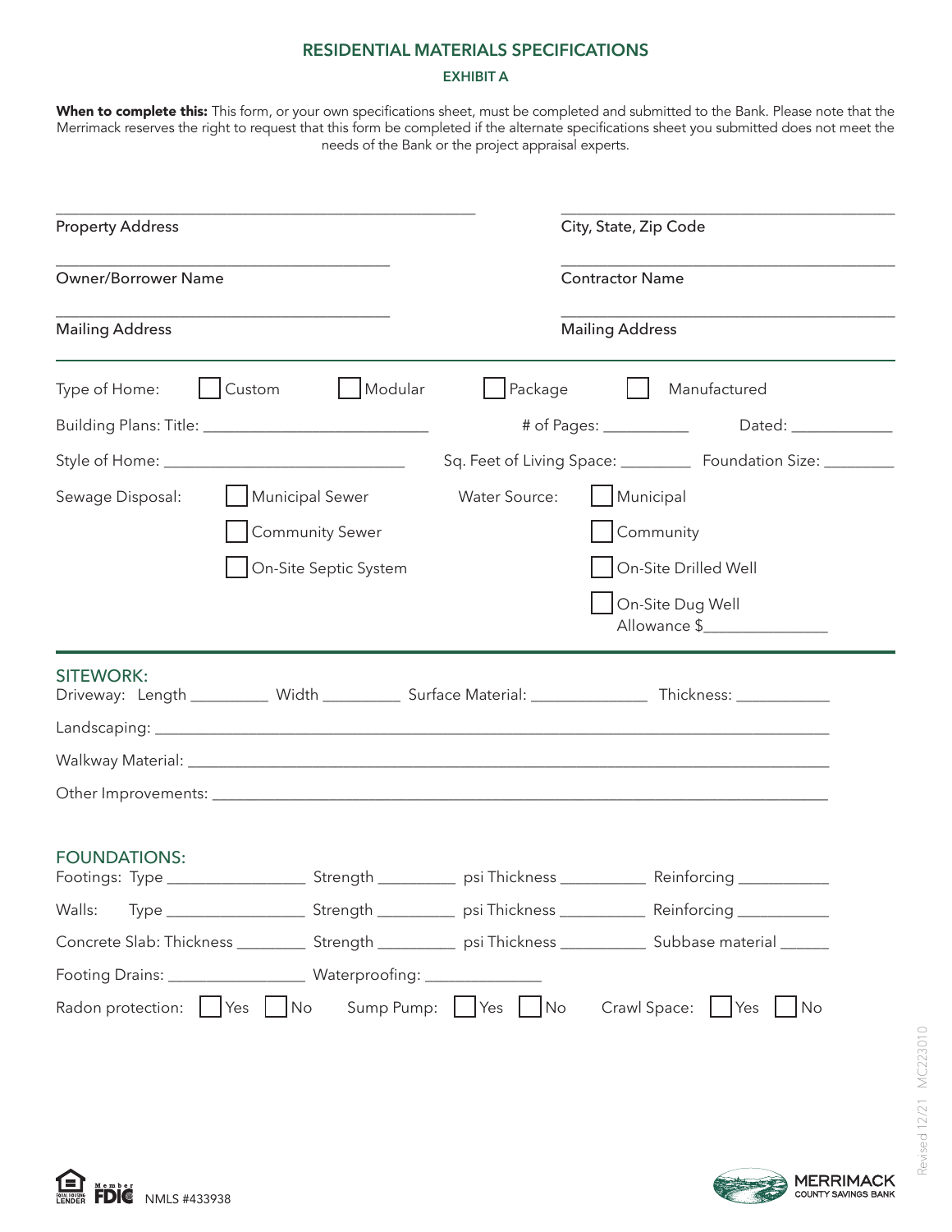## RESIDENTIAL MATERIALS SPECIFICATIONS

### EXHIBIT A

**When to complete this:** This form, or your own specifications sheet, must be completed and submitted to the Bank. Please note that the Merrimack reserves the right to request that this form be completed if the alternate specifications sheet you submitted does not meet the needs of the Bank or the project appraisal experts.

___________________________________________ Property Address

___________________________________________ City, State, Zip Code

___________________________________________ Owner/Borrower Name

___________________________________________ Contractor Name

___________________________________________ Mailing Address

___________________________________________ Mailing Address

---

Type of Home: ☐ Custom ☐ Modular ☐ Package ☐ Manufactured

Building Plans: Title: ___________________________ # of Pages: ___________ Dated: _____________

Style of Home: _______________________________ Sq. Feet of Living Space: _________ Foundation Size: _________

Sewage Disposal: ☐ Municipal Sewer ☐ Community Sewer ☐ On-Site Septic System

Water Source: ☐ Municipal ☐ Community ☐ On-Site Drilled Well ☐ On-Site Dug Well Allowance $_______________

---

### SITEWORK:

Driveway: Length _________ Width _________ Surface Material: ______________ Thickness: ____________

Landscaping: ______________________________________________________________________________

Walkway Material: __________________________________________________________________________

Other Improvements: ________________________________________________________________________

### FOUNDATIONS:

Footings: Type ________________ Strength _________ psi Thickness __________ Reinforcing ___________

Walls: Type ________________ Strength _________ psi Thickness __________ Reinforcing ___________

Concrete Slab: Thickness ________ Strength _________ psi Thickness __________ Subbase material ______

Footing Drains: ________________ Waterproofing: ______________

Radon protection: ☐ Yes ☐ No Sump Pump: ☐ Yes ☐ No Crawl Space: ☐ Yes ☐ No

NMLS #433938

MERRIMACK COUNTY SAVINGS BANK

Revised 12/21 MC223010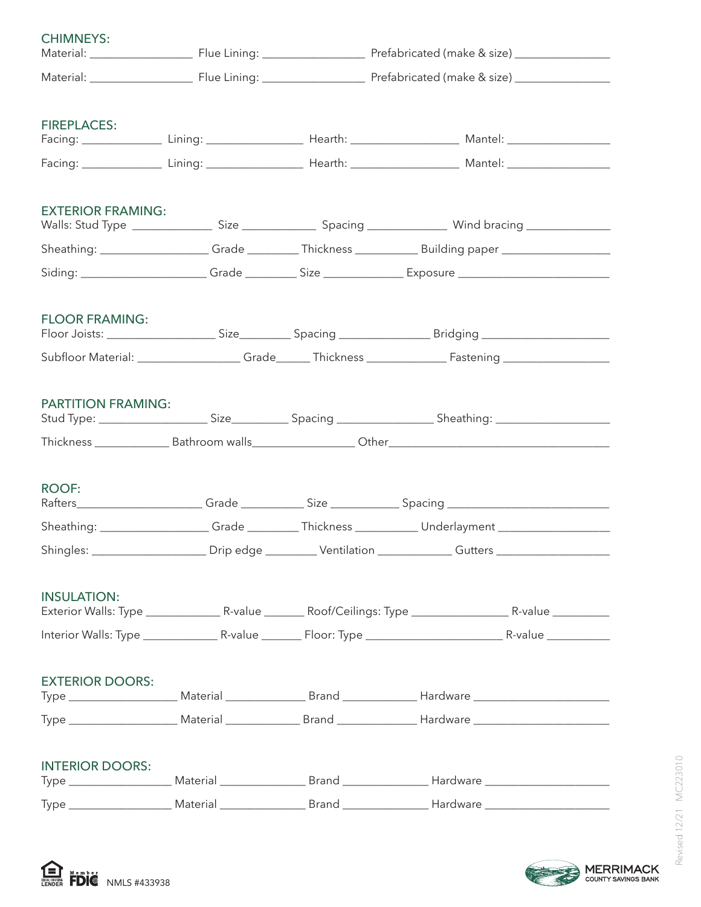## CHIMNEYS:

Material: ________________ Flue Lining: ________________ Prefabricated (make & size) ________________

Material: ________________ Flue Lining: ________________ Prefabricated (make & size) ________________

## FIREPLACES:

Facing: _____________ Lining: _______________ Hearth: _________________ Mantel: _________________

Facing: _____________ Lining: _______________ Hearth: _________________ Mantel: _________________

## EXTERIOR FRAMING:

Walls: Stud Type _____________ Size ____________ Spacing _____________ Wind bracing _____________

Sheathing: _________________ Grade ________ Thickness __________ Building paper _________________

Siding: ____________________ Grade ________ Size _____________ Exposure ________________________

## FLOOR FRAMING:

Floor Joists: _________________ Size________ Spacing ______________ Bridging _____________________

Subfloor Material: ________________ Grade______ Thickness _____________ Fastening __________________

## PARTITION FRAMING:

Stud Type: _________________ Size_________ Spacing _______________ Sheathing: ___________________

Thickness ____________ Bathroom walls________________ Other_____________________________________

## ROOF:

Rafters_____________________ Grade __________ Size ___________ Spacing __________________________

Sheathing: _________________ Grade ________ Thickness __________ Underlayment __________________

Shingles: __________________ Drip edge ________ Ventilation ____________ Gutters __________________

## INSULATION:

Exterior Walls: Type ____________ R-value ______ Roof/Ceilings: Type _______________ R-value _________

Interior Walls: Type ____________ R-value ______ Floor: Type ______________________ R-value __________

## EXTERIOR DOORS:

Type _________________ Material _____________ Brand ____________ Hardware ______________________

Type _________________ Material ____________ Brand _____________ Hardware ______________________

## INTERIOR DOORS:

Type ________________ Material ______________ Brand ______________ Hardware _____________________

Type ________________ Material ______________ Brand ______________ Hardware _____________________

NMLS #433938

Revised 12/21 MC223010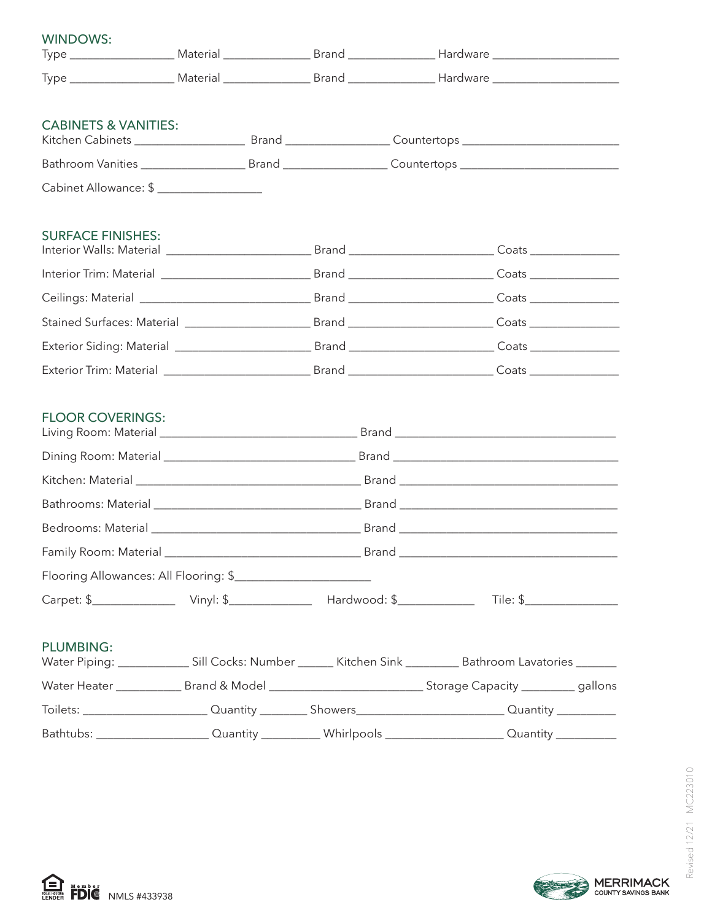## WINDOWS:

Type _________________ Material ______________ Brand ______________ Hardware _____________________

Type _________________ Material ______________ Brand ______________ Hardware _____________________

## CABINETS & VANITIES:

Kitchen Cabinets __________________ Brand _________________ Countertops __________________________

Bathroom Vanities _________________ Brand _________________ Countertops __________________________

Cabinet Allowance: $ _________________

## SURFACE FINISHES:

Interior Walls: Material ________________________ Brand ________________________ Coats _______________

Interior Trim: Material _________________________ Brand ________________________ Coats _______________

Ceilings: Material ____________________________ Brand ________________________ Coats _______________

Stained Surfaces: Material _____________________ Brand ________________________ Coats _______________

Exterior Siding: Material ______________________ Brand ________________________ Coats _______________

Exterior Trim: Material ________________________ Brand ________________________ Coats _______________

## FLOOR COVERINGS:

Living Room: Material _________________________________ Brand ____________________________________

Dining Room: Material ________________________________ Brand _____________________________________

Kitchen: Material _____________________________________ Brand ____________________________________

Bathrooms: Material __________________________________ Brand ____________________________________

Bedrooms: Material ___________________________________ Brand ____________________________________

Family Room: Material _________________________________ Brand ____________________________________

Flooring Allowances: All Flooring: $______________________

Carpet: $______________ Vinyl: $______________ Hardwood: $_____________ Tile: $________________

## PLUMBING:

Water Piping: ____________ Sill Cocks: Number ______ Kitchen Sink _________ Bathroom Lavatories _______

Water Heater ___________ Brand & Model _________________________ Storage Capacity _________ gallons

Toilets: _____________________ Quantity ________ Showers________________________ Quantity __________

Bathtubs: ___________________ Quantity __________ Whirlpools ____________________ Quantity __________

NMLS #433938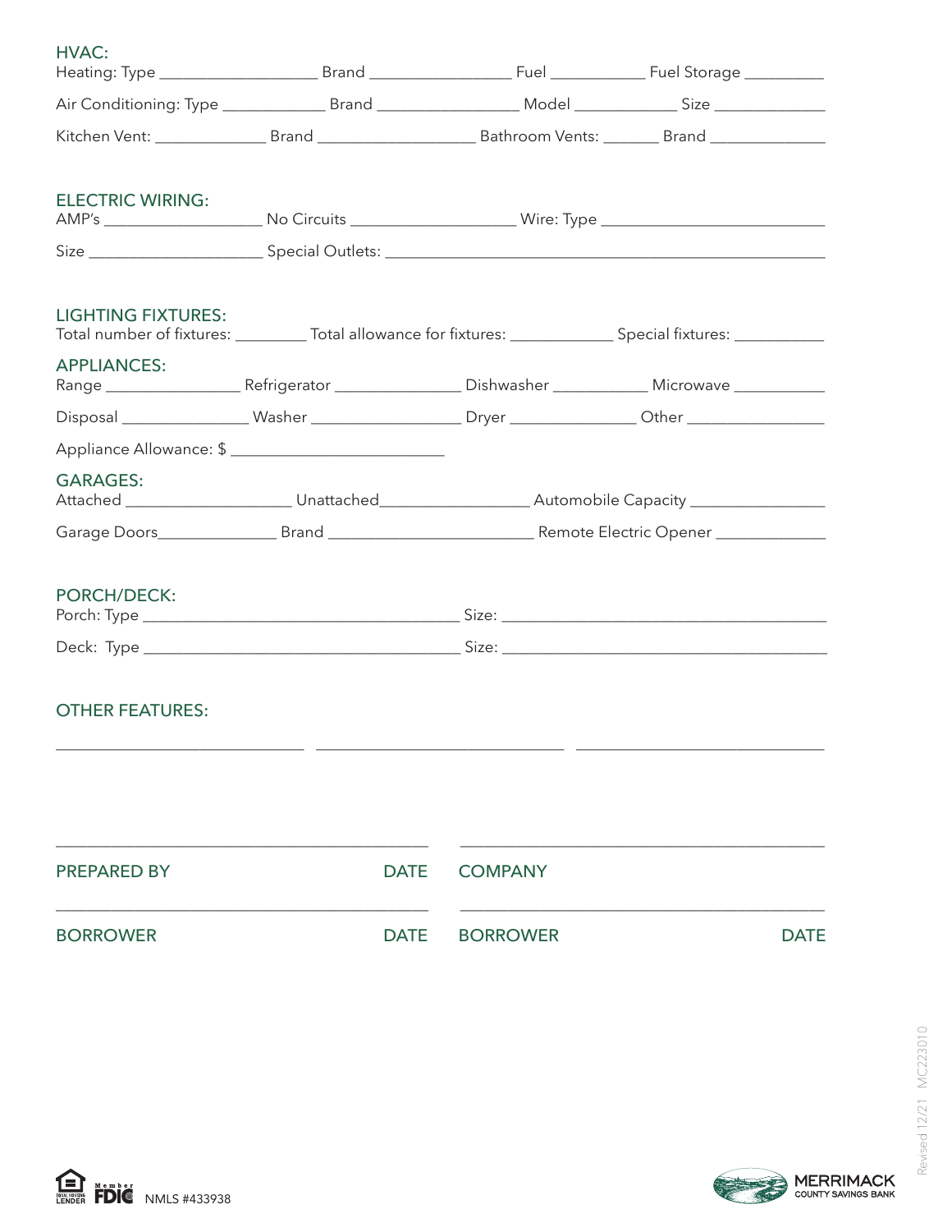## HVAC:

Heating: Type ____________________ Brand __________________ Fuel ____________ Fuel Storage __________

Air Conditioning: Type _____________ Brand __________________ Model _____________ Size ______________

Kitchen Vent: ______________ Brand ____________________ Bathroom Vents: _______ Brand _______________

## ELECTRIC WIRING:

AMP's ____________________ No Circuits ____________________ Wire: Type ____________________________

Size ______________________ Special Outlets: ________________________________________________________

## LIGHTING FIXTURES:

Total number of fixtures: _________ Total allowance for fixtures: _____________ Special fixtures: ____________

## APPLIANCES:

Range _________________ Refrigerator ________________ Dishwasher ____________ Microwave ____________

Disposal ________________ Washer ___________________ Dryer ________________ Other __________________

Appliance Allowance: $ ___________________________

## GARAGES:

Attached _____________________ Unattached___________________ Automobile Capacity _________________

Garage Doors_______________ Brand __________________________ Remote Electric Opener ______________

## PORCH/DECK:

Porch: Type ________________________________________ Size: ___________________________________________

Deck: Type ________________________________________ Size: ___________________________________________

## OTHER FEATURES:

_______________________________ _______________________________ _______________________________

_______________________________________________ _______________________________________________

PREPARED BY DATE COMPANY

_______________________________________________ _______________________________________________

BORROWER DATE BORROWER DATE

Revised 12/21 MC223010

NMLS #433938

MERRIMACK COUNTY SAVINGS BANK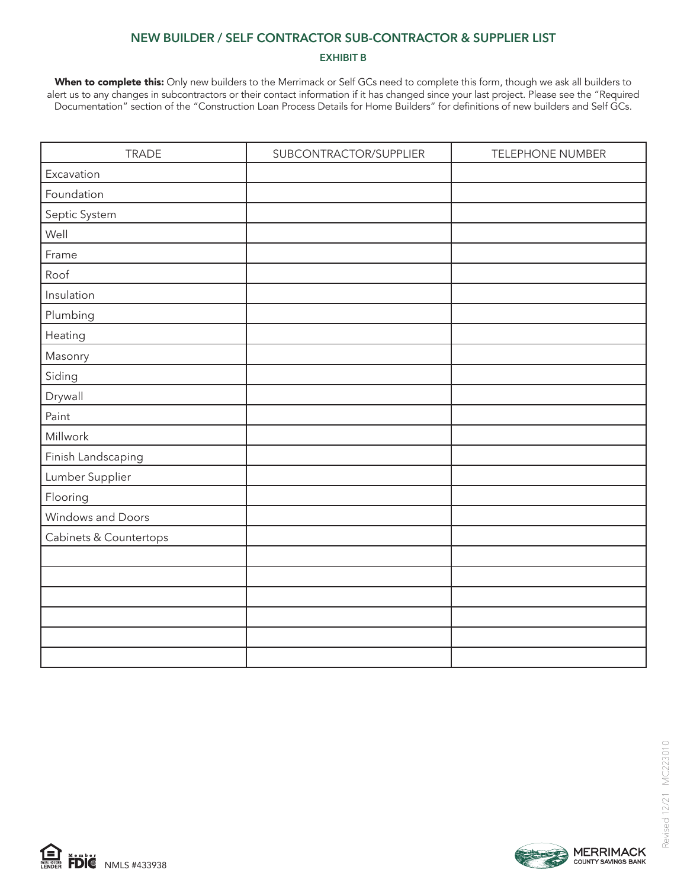## NEW BUILDER / SELF CONTRACTOR SUB-CONTRACTOR & SUPPLIER LIST

### EXHIBIT B

**When to complete this:** Only new builders to the Merrimack or Self GCs need to complete this form, though we ask all builders to alert us to any changes in subcontractors or their contact information if it has changed since your last project. Please see the "Required Documentation" section of the "Construction Loan Process Details for Home Builders" for definitions of new builders and Self GCs.

| TRADE | SUBCONTRACTOR/SUPPLIER | TELEPHONE NUMBER |
|---|---|---|
| Excavation | | |
| Foundation | | |
| Septic System | | |
| Well | | |
| Frame | | |
| Roof | | |
| Insulation | | |
| Plumbing | | |
| Heating | | |
| Masonry | | |
| Siding | | |
| Drywall | | |
| Paint | | |
| Millwork | | |
| Finish Landscaping | | |
| Lumber Supplier | | |
| Flooring | | |
| Windows and Doors | | |
| Cabinets & Countertops | | |
| | | |
| | | |
| | | |
| | | |
| | | |
| | | |

NMLS #433938

Revised 12/21 MC223010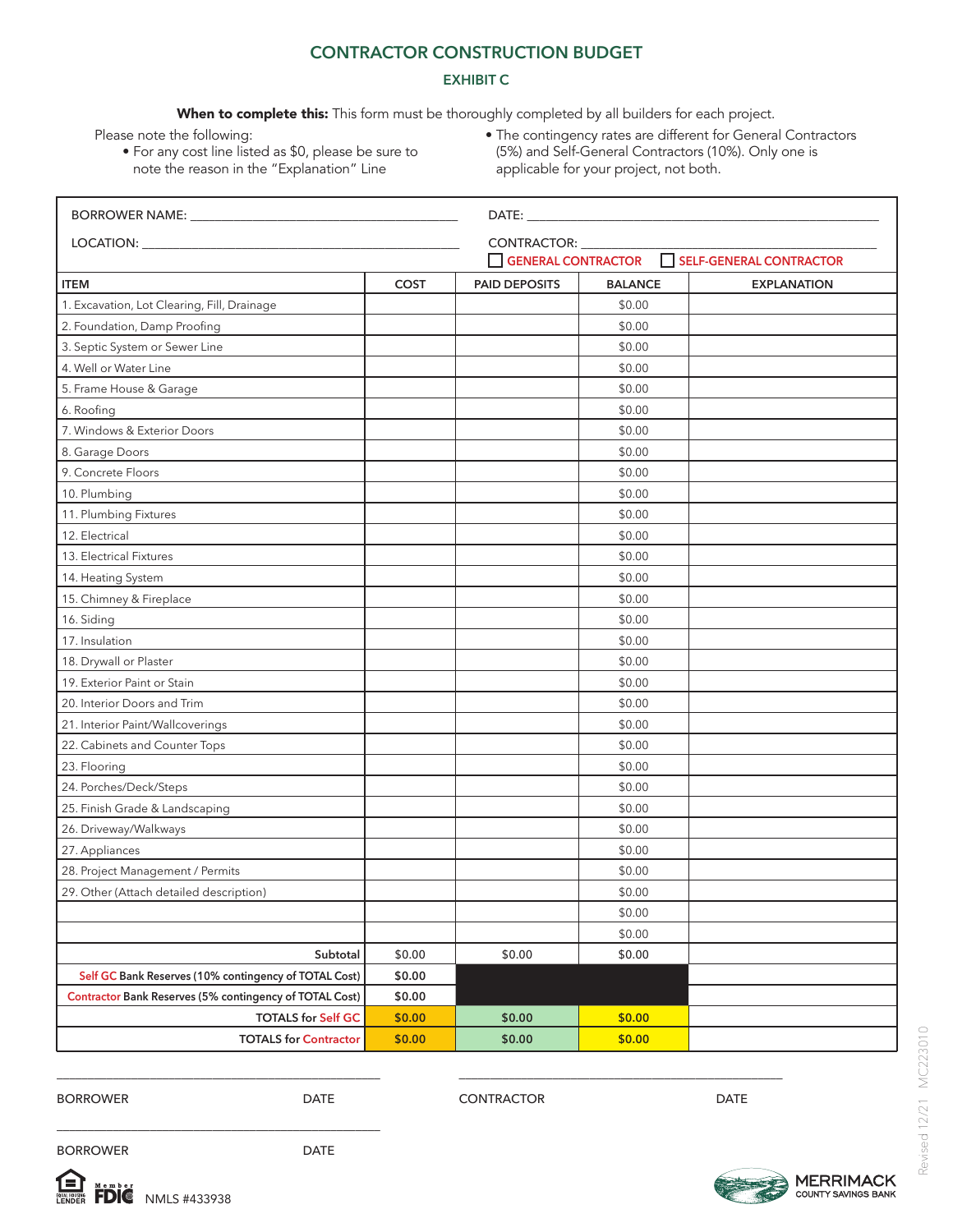# CONTRACTOR CONSTRUCTION BUDGET

## EXHIBIT C

**When to complete this:** This form must be thoroughly completed by all builders for each project.

Please note the following:

- For any cost line listed as $0, please be sure to note the reason in the "Explanation" Line
- The contingency rates are different for General Contractors (5%) and Self-General Contractors (10%). Only one is applicable for your project, not both.

BORROWER NAME: ______________________________ DATE: ______________________________

LOCATION: ______________________________ CONTRACTOR: ______________________________

☐ GENERAL CONTRACTOR ☐ SELF-GENERAL CONTRACTOR

| ITEM | COST | PAID DEPOSITS | BALANCE | EXPLANATION |
|---|---|---|---|---|
| 1. Excavation, Lot Clearing, Fill, Drainage | | | $0.00 | |
| 2. Foundation, Damp Proofing | | | $0.00 | |
| 3. Septic System or Sewer Line | | | $0.00 | |
| 4. Well or Water Line | | | $0.00 | |
| 5. Frame House & Garage | | | $0.00 | |
| 6. Roofing | | | $0.00 | |
| 7. Windows & Exterior Doors | | | $0.00 | |
| 8. Garage Doors | | | $0.00 | |
| 9. Concrete Floors | | | $0.00 | |
| 10. Plumbing | | | $0.00 | |
| 11. Plumbing Fixtures | | | $0.00 | |
| 12. Electrical | | | $0.00 | |
| 13. Electrical Fixtures | | | $0.00 | |
| 14. Heating System | | | $0.00 | |
| 15. Chimney & Fireplace | | | $0.00 | |
| 16. Siding | | | $0.00 | |
| 17. Insulation | | | $0.00 | |
| 18. Drywall or Plaster | | | $0.00 | |
| 19. Exterior Paint or Stain | | | $0.00 | |
| 20. Interior Doors and Trim | | | $0.00 | |
| 21. Interior Paint/Wallcoverings | | | $0.00 | |
| 22. Cabinets and Counter Tops | | | $0.00 | |
| 23. Flooring | | | $0.00 | |
| 24. Porches/Deck/Steps | | | $0.00 | |
| 25. Finish Grade & Landscaping | | | $0.00 | |
| 26. Driveway/Walkways | | | $0.00 | |
| 27. Appliances | | | $0.00 | |
| 28. Project Management / Permits | | | $0.00 | |
| 29. Other (Attach detailed description) | | | $0.00 | |
| | | | $0.00 | |
| | | | $0.00 | |
| Subtotal | $0.00 | $0.00 | $0.00 | |
| Self GC Bank Reserves (10% contingency of TOTAL Cost) | $0.00 | | | |
| Contractor Bank Reserves (5% contingency of TOTAL Cost) | $0.00 | | | |
| TOTALS for Self GC | $0.00 | $0.00 | $0.00 | |
| TOTALS for Contractor | $0.00 | $0.00 | $0.00 | |

______________________________ ______________________________

BORROWER DATE CONTRACTOR DATE

______________________________

BORROWER DATE

EQUAL HOUSING LENDER Member FDIC NMLS #433938

MERRIMACK COUNTY SAVINGS BANK

Revised 12/21 MC223010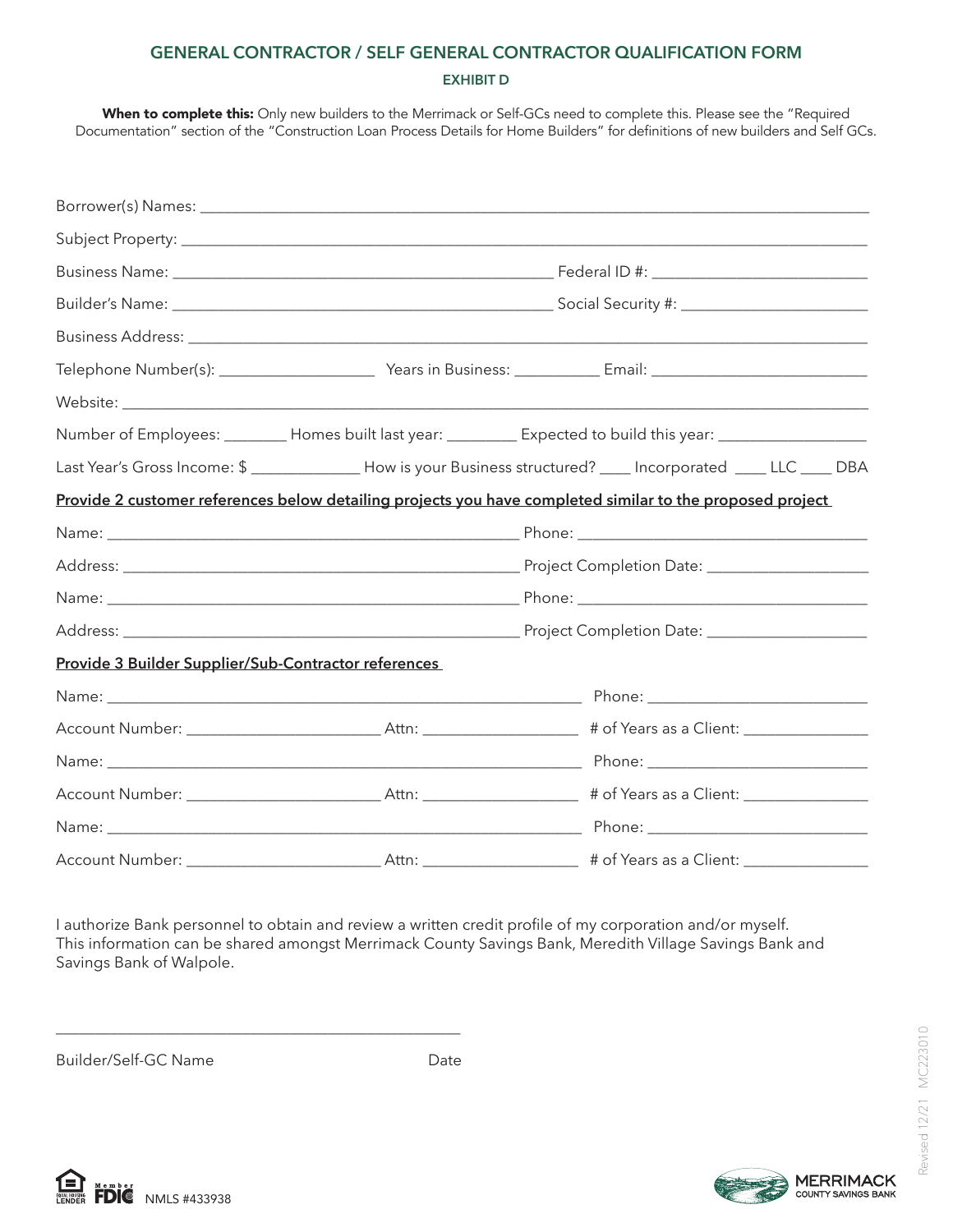## GENERAL CONTRACTOR / SELF GENERAL CONTRACTOR QUALIFICATION FORM

### EXHIBIT D

**When to complete this:** Only new builders to the Merrimack or Self-GCs need to complete this. Please see the "Required Documentation" section of the "Construction Loan Process Details for Home Builders" for definitions of new builders and Self GCs.

Borrower(s) Names: ______________________________________________

Subject Property: ______________________________________________

Business Name: ______________________________ Federal ID #: ____________________

Builder's Name: ______________________________ Social Security #: ____________________

Business Address: ______________________________________________

Telephone Number(s): ______________ Years in Business: __________ Email: ____________________

Website: ______________________________________________

Number of Employees: ________ Homes built last year: ________ Expected to build this year: ______________

Last Year's Gross Income: $ ____________ How is your Business structured? ____ Incorporated ____ LLC ____ DBA

**Provide 2 customer references below detailing projects you have completed similar to the proposed project**

Name: ______________________________ Phone: ____________________

Address: ______________________________ Project Completion Date: ____________________

Name: ______________________________ Phone: ____________________

Address: ______________________________ Project Completion Date: ____________________

**Provide 3 Builder Supplier/Sub-Contractor references**

Name: ______________________________ Phone: ____________________

Account Number: ________________ Attn: ______________ # of Years as a Client: ______________

Name: ______________________________ Phone: ____________________

Account Number: ________________ Attn: ______________ # of Years as a Client: ______________

Name: ______________________________ Phone: ____________________

Account Number: ________________ Attn: ______________ # of Years as a Client: ______________

I authorize Bank personnel to obtain and review a written credit profile of my corporation and/or myself.
This information can be shared amongst Merrimack County Savings Bank, Meredith Village Savings Bank and Savings Bank of Walpole.

______________________________________________

Builder/Self-GC Name Date

Revised 12/21 MC223010

Member FDIC NMLS #433938

MERRIMACK COUNTY SAVINGS BANK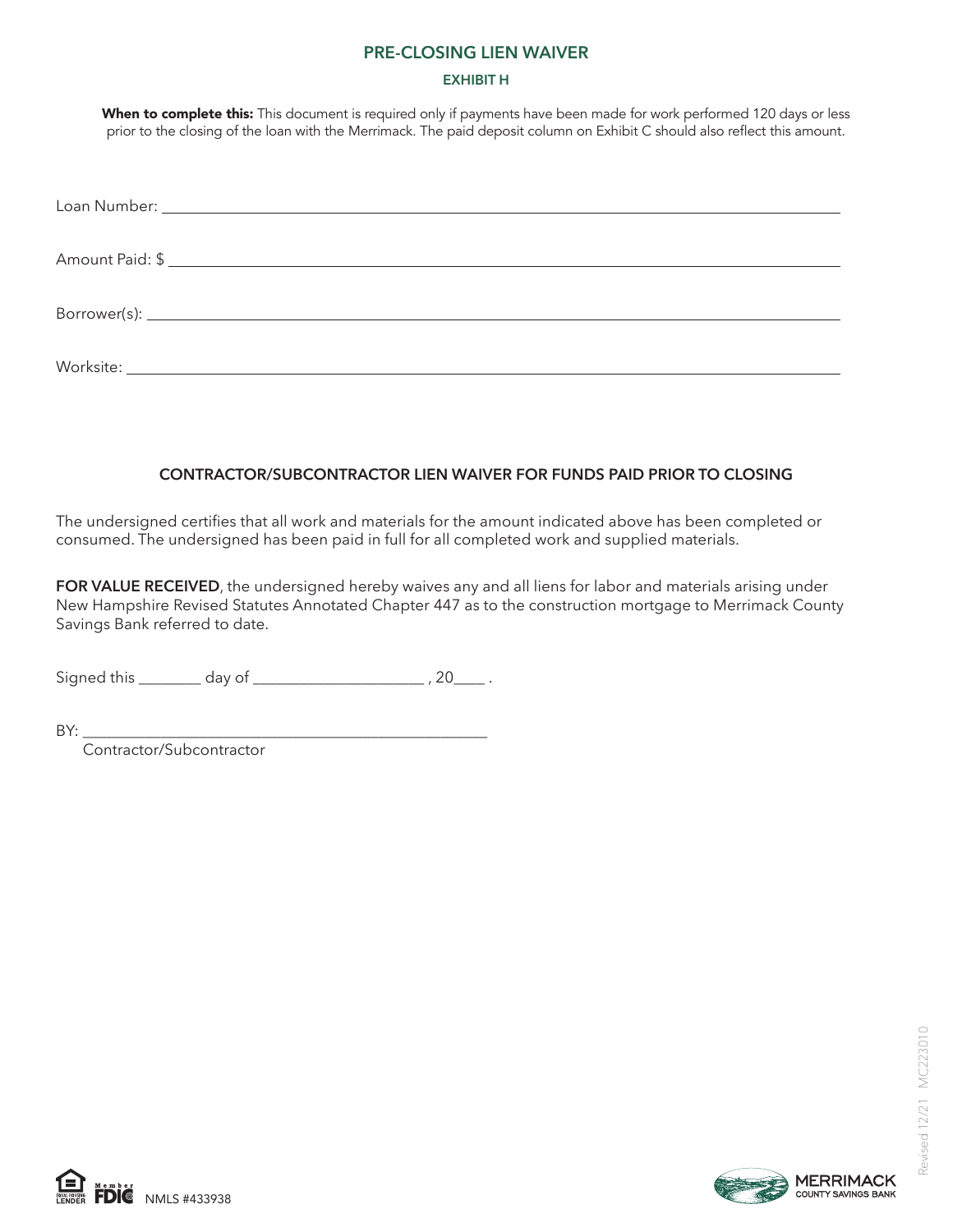# PRE-CLOSING LIEN WAIVER

## EXHIBIT H

**When to complete this:** This document is required only if payments have been made for work performed 120 days or less prior to the closing of the loan with the Merrimack. The paid deposit column on Exhibit C should also reflect this amount.

Loan Number: ______________________________

Amount Paid: $ ______________________________

Borrower(s): ______________________________

Worksite: ______________________________

### CONTRACTOR/SUBCONTRACTOR LIEN WAIVER FOR FUNDS PAID PRIOR TO CLOSING

The undersigned certifies that all work and materials for the amount indicated above has been completed or consumed. The undersigned has been paid in full for all completed work and supplied materials.

**FOR VALUE RECEIVED**, the undersigned hereby waives any and all liens for labor and materials arising under New Hampshire Revised Statutes Annotated Chapter 447 as to the construction mortgage to Merrimack County Savings Bank referred to date.

Signed this ________ day of ______________________ , 20____ .

BY: ______________________________________________________
Contractor/Subcontractor

Equal Housing Lender | Member FDIC | NMLS #433938

MERRIMACK COUNTY SAVINGS BANK

Revised 12/21 MC223010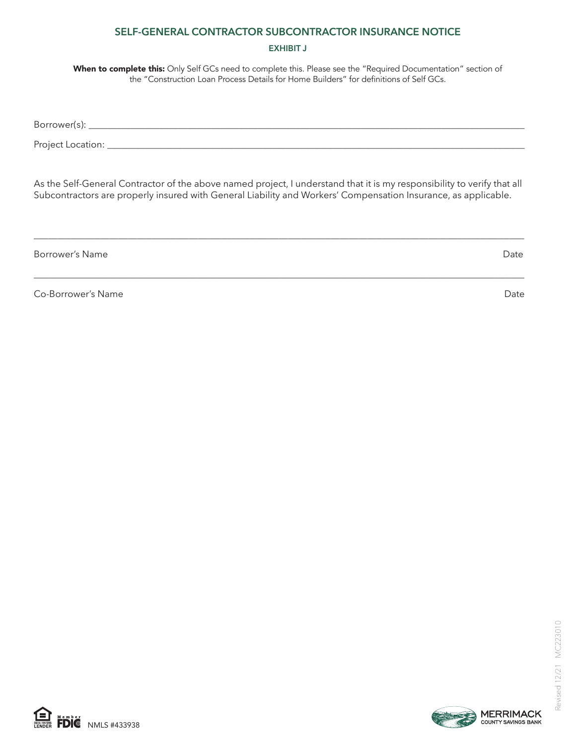# SELF-GENERAL CONTRACTOR SUBCONTRACTOR INSURANCE NOTICE

## EXHIBIT J

**When to complete this:** Only Self GCs need to complete this. Please see the "Required Documentation" section of the "Construction Loan Process Details for Home Builders" for definitions of Self GCs.

Borrower(s): ________________________________________________________________

Project Location: ____________________________________________________________

As the Self-General Contractor of the above named project, I understand that it is my responsibility to verify that all Subcontractors are properly insured with General Liability and Workers' Compensation Insurance, as applicable.

______________________________________________________________________

Borrower's Name Date

______________________________________________________________________

Co-Borrower's Name Date

Revised 12/21 MC223010

NMLS #433938

MERRIMACK COUNTY SAVINGS BANK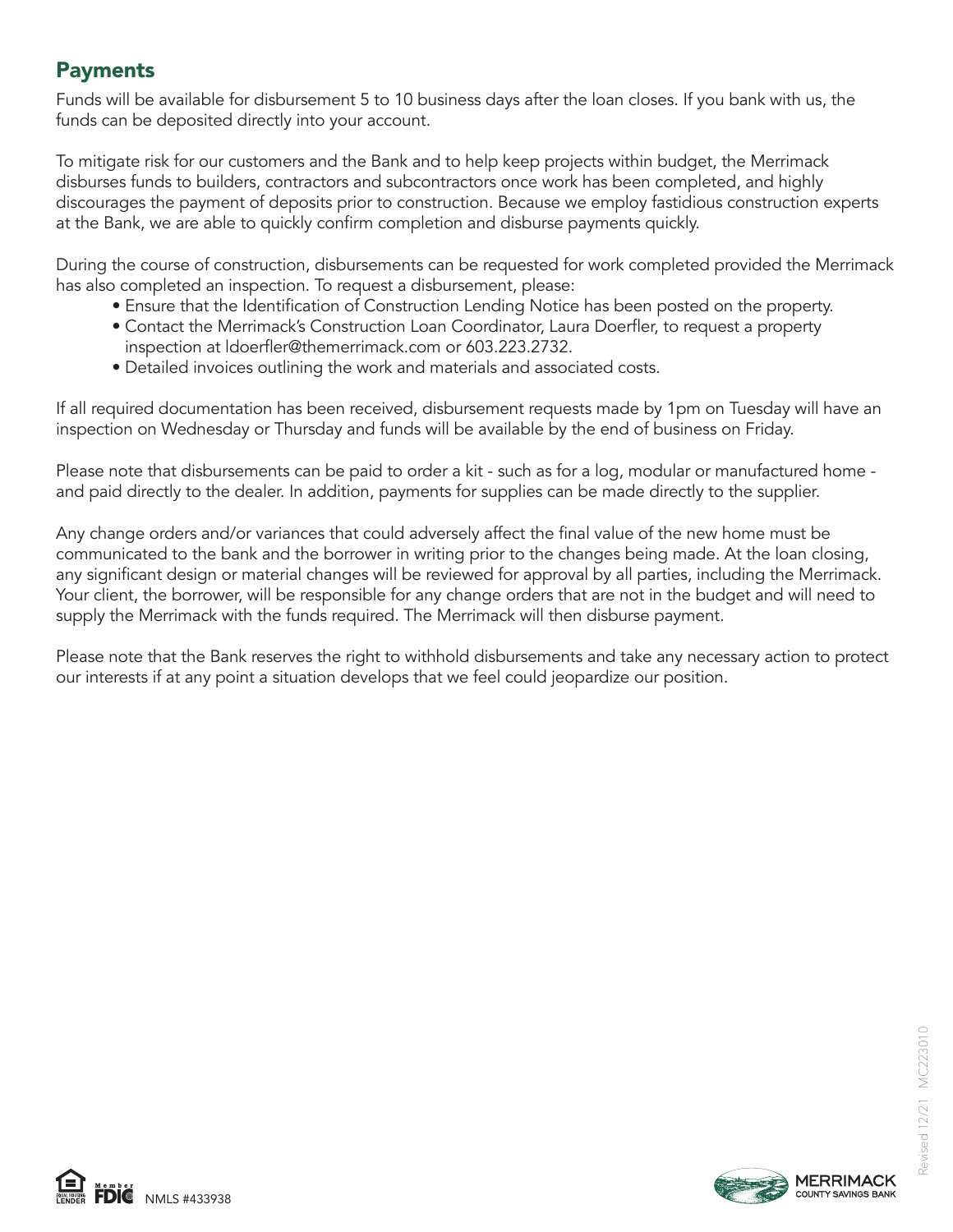## Payments

Funds will be available for disbursement 5 to 10 business days after the loan closes. If you bank with us, the funds can be deposited directly into your account.

To mitigate risk for our customers and the Bank and to help keep projects within budget, the Merrimack disburses funds to builders, contractors and subcontractors once work has been completed, and highly discourages the payment of deposits prior to construction. Because we employ fastidious construction experts at the Bank, we are able to quickly confirm completion and disburse payments quickly.

During the course of construction, disbursements can be requested for work completed provided the Merrimack has also completed an inspection. To request a disbursement, please:

- Ensure that the Identification of Construction Lending Notice has been posted on the property.
- Contact the Merrimack's Construction Loan Coordinator, Laura Doerfler, to request a property inspection at ldoerfler@themerrimack.com or 603.223.2732.
- Detailed invoices outlining the work and materials and associated costs.

If all required documentation has been received, disbursement requests made by 1pm on Tuesday will have an inspection on Wednesday or Thursday and funds will be available by the end of business on Friday.

Please note that disbursements can be paid to order a kit - such as for a log, modular or manufactured home - and paid directly to the dealer. In addition, payments for supplies can be made directly to the supplier.

Any change orders and/or variances that could adversely affect the final value of the new home must be communicated to the bank and the borrower in writing prior to the changes being made. At the loan closing, any significant design or material changes will be reviewed for approval by all parties, including the Merrimack. Your client, the borrower, will be responsible for any change orders that are not in the budget and will need to supply the Merrimack with the funds required. The Merrimack will then disburse payment.

Please note that the Bank reserves the right to withhold disbursements and take any necessary action to protect our interests if at any point a situation develops that we feel could jeopardize our position.

Revised 12/21 MC223010

NMLS #433938